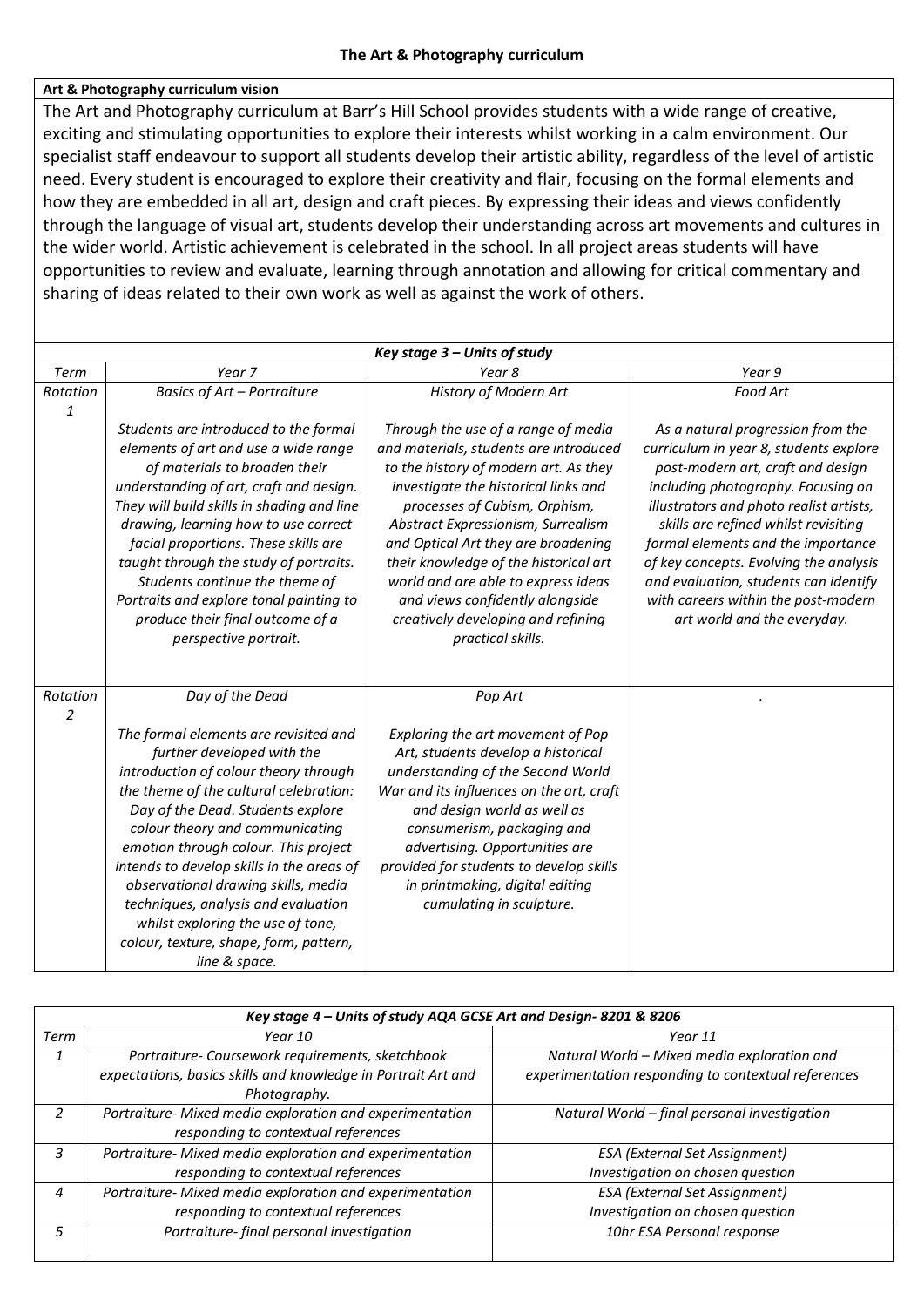## The Art & Photography curriculum

**Art & Photography curriculum vision**

The Art and Photography curriculum at Barr's Hill School provides students with a wide range of creative, exciting and stimulating opportunities to explore their interests whilst working in a calm environment. Our specialist staff endeavour to support all students develop their artistic ability, regardless of the level of artistic need. Every student is encouraged to explore their creativity and flair, focusing on the formal elements and how they are embedded in all art, design and craft pieces. By expressing their ideas and views confidently through the language of visual art, students develop their understanding across art movements and cultures in the wider world. Artistic achievement is celebrated in the school. In all project areas students will have opportunities to review and evaluate, learning through annotation and allowing for critical commentary and sharing of ideas related to their own work as well as against the work of others.

***Key stage 3 – Units of study***

| *Term* | *Year 7* | *Year 8* | *Year 9* |
|---|---|---|---|
| *Rotation 1* | *Basics of Art – Portraiture*<br><br>*Students are introduced to the formal elements of art and use a wide range of materials to broaden their understanding of art, craft and design. They will build skills in shading and line drawing, learning how to use correct facial proportions. These skills are taught through the study of portraits. Students continue the theme of Portraits and explore tonal painting to produce their final outcome of a perspective portrait.* | *History of Modern Art*<br><br>*Through the use of a range of media and materials, students are introduced to the history of modern art. As they investigate the historical links and processes of Cubism, Orphism, Abstract Expressionism, Surrealism and Optical Art they are broadening their knowledge of the historical art world and are able to express ideas and views confidently alongside creatively developing and refining practical skills.* | *Food Art*<br><br>*As a natural progression from the curriculum in year 8, students explore post-modern art, craft and design including photography. Focusing on illustrators and photo realist artists, skills are refined whilst revisiting formal elements and the importance of key concepts. Evolving the analysis and evaluation, students can identify with careers within the post-modern art world and the everyday.* |
| *Rotation 2* | *Day of the Dead*<br><br>*The formal elements are revisited and further developed with the introduction of colour theory through the theme of the cultural celebration: Day of the Dead. Students explore colour theory and communicating emotion through colour. This project intends to develop skills in the areas of observational drawing skills, media techniques, analysis and evaluation whilst exploring the use of tone, colour, texture, shape, form, pattern, line & space.* | *Pop Art*<br><br>*Exploring the art movement of Pop Art, students develop a historical understanding of the Second World War and its influences on the art, craft and design world as well as consumerism, packaging and advertising. Opportunities are provided for students to develop skills in printmaking, digital editing cumulating in sculpture.* | . |

***Key stage 4 – Units of study AQA GCSE Art and Design- 8201 & 8206***

| *Term* | *Year 10* | *Year 11* |
|---|---|---|
| *1* | *Portraiture- Coursework requirements, sketchbook expectations, basics skills and knowledge in Portrait Art and Photography.* | *Natural World – Mixed media exploration and experimentation responding to contextual references* |
| *2* | *Portraiture- Mixed media exploration and experimentation responding to contextual references* | *Natural World – final personal investigation* |
| *3* | *Portraiture- Mixed media exploration and experimentation responding to contextual references* | *ESA (External Set Assignment)*<br>*Investigation on chosen question* |
| *4* | *Portraiture- Mixed media exploration and experimentation responding to contextual references* | *ESA (External Set Assignment)*<br>*Investigation on chosen question* |
| *5* | *Portraiture- final personal investigation* | *10hr ESA Personal response* |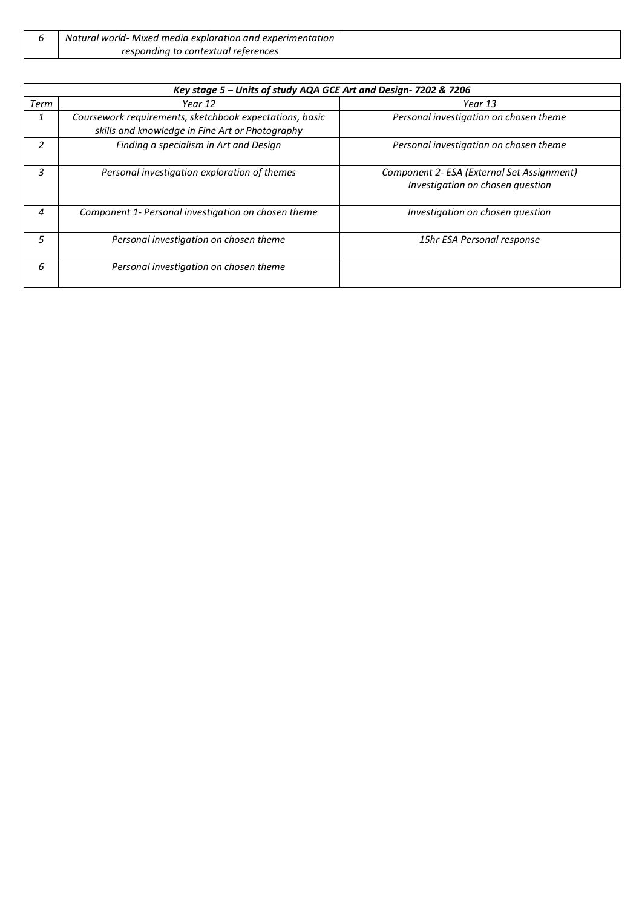| | | |
|---|---|---|
| *6* | *Natural world- Mixed media exploration and experimentation responding to contextual references* | |

| *Key stage 5 – Units of study AQA GCE Art and Design- 7202 & 7206* | | |
|---|---|---|
| *Term* | *Year 12* | *Year 13* |
| *1* | *Coursework requirements, sketchbook expectations, basic skills and knowledge in Fine Art or Photography* | *Personal investigation on chosen theme* |
| *2* | *Finding a specialism in Art and Design* | *Personal investigation on chosen theme* |
| *3* | *Personal investigation exploration of themes* | *Component 2- ESA (External Set Assignment) Investigation on chosen question* |
| *4* | *Component 1- Personal investigation on chosen theme* | *Investigation on chosen question* |
| *5* | *Personal investigation on chosen theme* | *15hr ESA Personal response* |
| *6* | *Personal investigation on chosen theme* | |